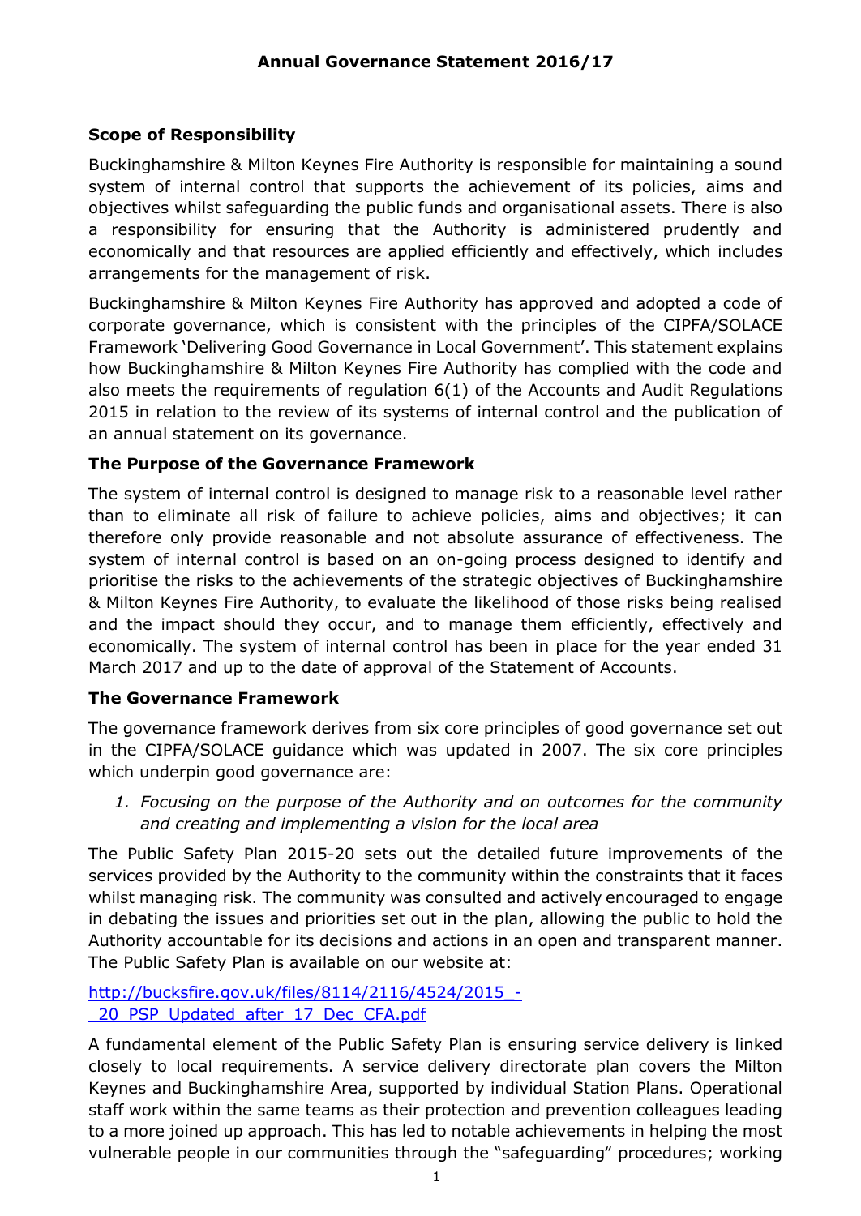# Annual Governance Statement 2016/17

## Scope of Responsibility

Buckinghamshire & Milton Keynes Fire Authority is responsible for maintaining a sound system of internal control that supports the achievement of its policies, aims and objectives whilst safeguarding the public funds and organisational assets. There is also a responsibility for ensuring that the Authority is administered prudently and economically and that resources are applied efficiently and effectively, which includes arrangements for the management of risk.

Buckinghamshire & Milton Keynes Fire Authority has approved and adopted a code of corporate governance, which is consistent with the principles of the CIPFA/SOLACE Framework 'Delivering Good Governance in Local Government'. This statement explains how Buckinghamshire & Milton Keynes Fire Authority has complied with the code and also meets the requirements of regulation 6(1) of the Accounts and Audit Regulations 2015 in relation to the review of its systems of internal control and the publication of an annual statement on its governance.

## The Purpose of the Governance Framework

The system of internal control is designed to manage risk to a reasonable level rather than to eliminate all risk of failure to achieve policies, aims and objectives; it can therefore only provide reasonable and not absolute assurance of effectiveness. The system of internal control is based on an on-going process designed to identify and prioritise the risks to the achievements of the strategic objectives of Buckinghamshire & Milton Keynes Fire Authority, to evaluate the likelihood of those risks being realised and the impact should they occur, and to manage them efficiently, effectively and economically. The system of internal control has been in place for the year ended 31 March 2017 and up to the date of approval of the Statement of Accounts.

## The Governance Framework

The governance framework derives from six core principles of good governance set out in the CIPFA/SOLACE guidance which was updated in 2007. The six core principles which underpin good governance are:

1. *Focusing on the purpose of the Authority and on outcomes for the community and creating and implementing a vision for the local area*

The Public Safety Plan 2015-20 sets out the detailed future improvements of the services provided by the Authority to the community within the constraints that it faces whilst managing risk. The community was consulted and actively encouraged to engage in debating the issues and priorities set out in the plan, allowing the public to hold the Authority accountable for its decisions and actions in an open and transparent manner. The Public Safety Plan is available on our website at:

[http://bucksfire.gov.uk/files/8114/2116/4524/2015_-_20_PSP_Updated_after_17_Dec_CFA.pdf](http://bucksfire.gov.uk/files/8114/2116/4524/2015_-_20_PSP_Updated_after_17_Dec_CFA.pdf)

A fundamental element of the Public Safety Plan is ensuring service delivery is linked closely to local requirements. A service delivery directorate plan covers the Milton Keynes and Buckinghamshire Area, supported by individual Station Plans. Operational staff work within the same teams as their protection and prevention colleagues leading to a more joined up approach. This has led to notable achievements in helping the most vulnerable people in our communities through the "safeguarding" procedures; working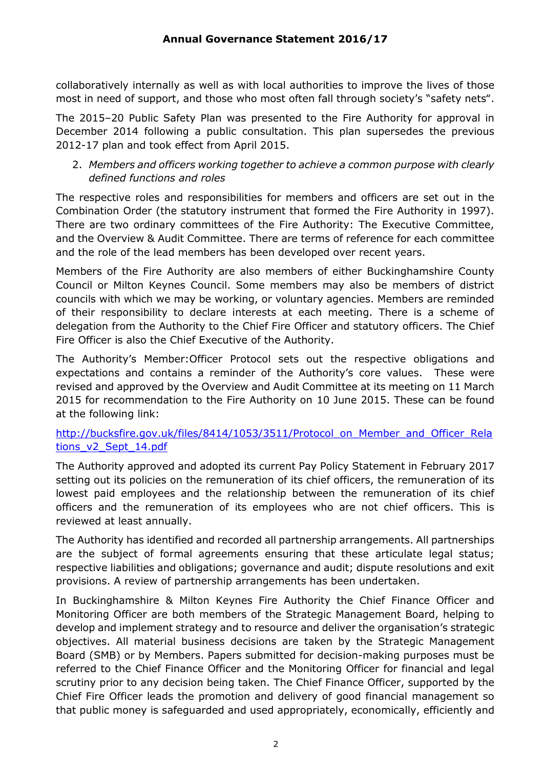collaboratively internally as well as with local authorities to improve the lives of those most in need of support, and those who most often fall through society's "safety nets".

The 2015–20 Public Safety Plan was presented to the Fire Authority for approval in December 2014 following a public consultation. This plan supersedes the previous 2012-17 plan and took effect from April 2015.

2. *Members and officers working together to achieve a common purpose with clearly defined functions and roles*

The respective roles and responsibilities for members and officers are set out in the Combination Order (the statutory instrument that formed the Fire Authority in 1997). There are two ordinary committees of the Fire Authority: The Executive Committee, and the Overview & Audit Committee. There are terms of reference for each committee and the role of the lead members has been developed over recent years.

Members of the Fire Authority are also members of either Buckinghamshire County Council or Milton Keynes Council. Some members may also be members of district councils with which we may be working, or voluntary agencies. Members are reminded of their responsibility to declare interests at each meeting. There is a scheme of delegation from the Authority to the Chief Fire Officer and statutory officers. The Chief Fire Officer is also the Chief Executive of the Authority.

The Authority's Member:Officer Protocol sets out the respective obligations and expectations and contains a reminder of the Authority's core values. These were revised and approved by the Overview and Audit Committee at its meeting on 11 March 2015 for recommendation to the Fire Authority on 10 June 2015. These can be found at the following link:

[http://bucksfire.gov.uk/files/8414/1053/3511/Protocol_on_Member_and_Officer_Relations_v2_Sept_14.pdf](http://bucksfire.gov.uk/files/8414/1053/3511/Protocol_on_Member_and_Officer_Relations_v2_Sept_14.pdf)

The Authority approved and adopted its current Pay Policy Statement in February 2017 setting out its policies on the remuneration of its chief officers, the remuneration of its lowest paid employees and the relationship between the remuneration of its chief officers and the remuneration of its employees who are not chief officers. This is reviewed at least annually.

The Authority has identified and recorded all partnership arrangements. All partnerships are the subject of formal agreements ensuring that these articulate legal status; respective liabilities and obligations; governance and audit; dispute resolutions and exit provisions. A review of partnership arrangements has been undertaken.

In Buckinghamshire & Milton Keynes Fire Authority the Chief Finance Officer and Monitoring Officer are both members of the Strategic Management Board, helping to develop and implement strategy and to resource and deliver the organisation's strategic objectives. All material business decisions are taken by the Strategic Management Board (SMB) or by Members. Papers submitted for decision-making purposes must be referred to the Chief Finance Officer and the Monitoring Officer for financial and legal scrutiny prior to any decision being taken. The Chief Finance Officer, supported by the Chief Fire Officer leads the promotion and delivery of good financial management so that public money is safeguarded and used appropriately, economically, efficiently and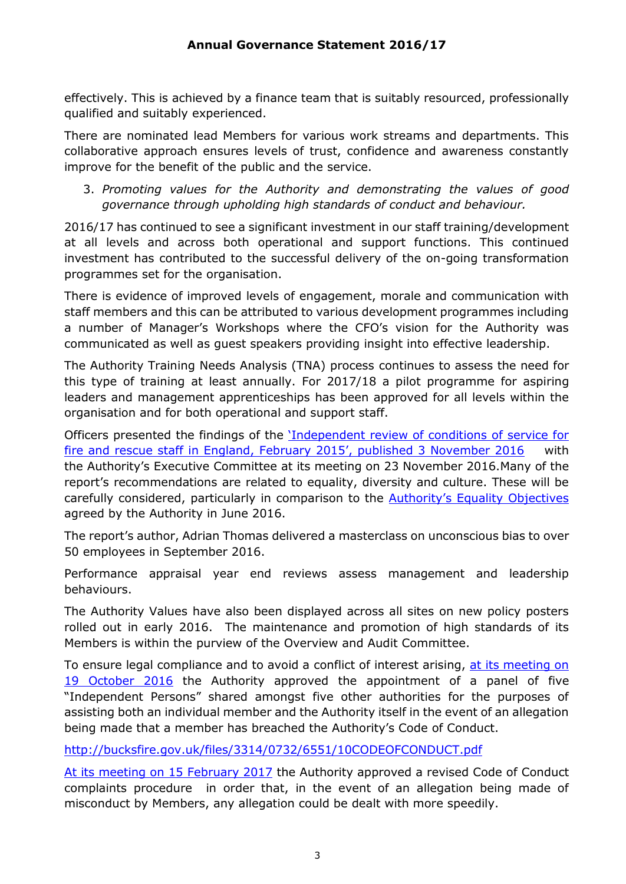effectively. This is achieved by a finance team that is suitably resourced, professionally qualified and suitably experienced.

There are nominated lead Members for various work streams and departments. This collaborative approach ensures levels of trust, confidence and awareness constantly improve for the benefit of the public and the service.

3. *Promoting values for the Authority and demonstrating the values of good governance through upholding high standards of conduct and behaviour.*

2016/17 has continued to see a significant investment in our staff training/development at all levels and across both operational and support functions. This continued investment has contributed to the successful delivery of the on-going transformation programmes set for the organisation.

There is evidence of improved levels of engagement, morale and communication with staff members and this can be attributed to various development programmes including a number of Manager's Workshops where the CFO's vision for the Authority was communicated as well as guest speakers providing insight into effective leadership.

The Authority Training Needs Analysis (TNA) process continues to assess the need for this type of training at least annually. For 2017/18 a pilot programme for aspiring leaders and management apprenticeships has been approved for all levels within the organisation and for both operational and support staff.

Officers presented the findings of the 'Independent review of conditions of service for fire and rescue staff in England, February 2015', published 3 November 2016 with the Authority's Executive Committee at its meeting on 23 November 2016.Many of the report's recommendations are related to equality, diversity and culture. These will be carefully considered, particularly in comparison to the Authority's Equality Objectives agreed by the Authority in June 2016.

The report's author, Adrian Thomas delivered a masterclass on unconscious bias to over 50 employees in September 2016.

Performance appraisal year end reviews assess management and leadership behaviours.

The Authority Values have also been displayed across all sites on new policy posters rolled out in early 2016. The maintenance and promotion of high standards of its Members is within the purview of the Overview and Audit Committee.

To ensure legal compliance and to avoid a conflict of interest arising, at its meeting on 19 October 2016 the Authority approved the appointment of a panel of five "Independent Persons" shared amongst five other authorities for the purposes of assisting both an individual member and the Authority itself in the event of an allegation being made that a member has breached the Authority's Code of Conduct.

http://bucksfire.gov.uk/files/3314/0732/6551/10CODEOFCONDUCT.pdf

At its meeting on 15 February 2017 the Authority approved a revised Code of Conduct complaints procedure in order that, in the event of an allegation being made of misconduct by Members, any allegation could be dealt with more speedily.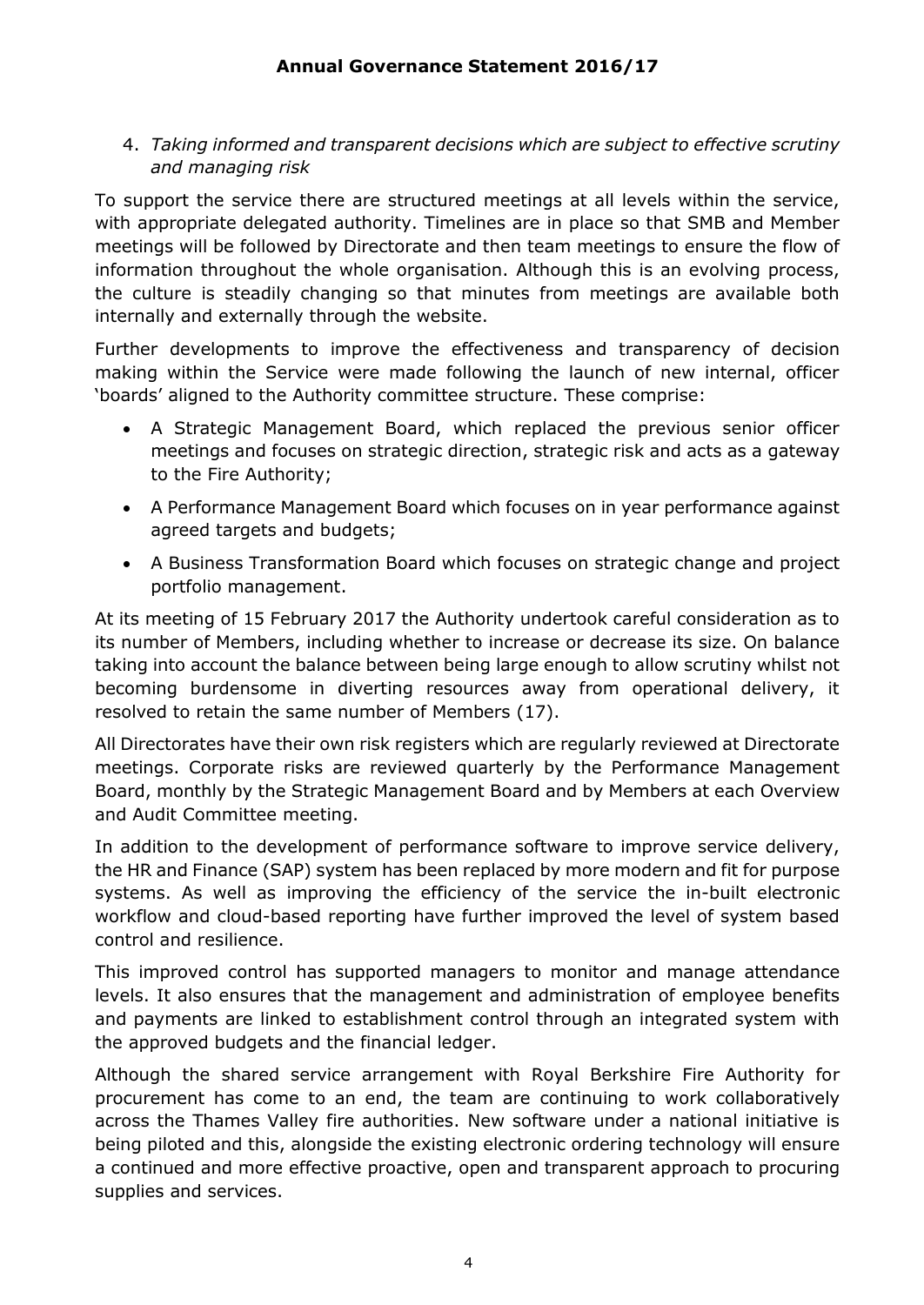4. *Taking informed and transparent decisions which are subject to effective scrutiny and managing risk*

To support the service there are structured meetings at all levels within the service, with appropriate delegated authority. Timelines are in place so that SMB and Member meetings will be followed by Directorate and then team meetings to ensure the flow of information throughout the whole organisation. Although this is an evolving process, the culture is steadily changing so that minutes from meetings are available both internally and externally through the website.

Further developments to improve the effectiveness and transparency of decision making within the Service were made following the launch of new internal, officer 'boards' aligned to the Authority committee structure. These comprise:

- A Strategic Management Board, which replaced the previous senior officer meetings and focuses on strategic direction, strategic risk and acts as a gateway to the Fire Authority;
- A Performance Management Board which focuses on in year performance against agreed targets and budgets;
- A Business Transformation Board which focuses on strategic change and project portfolio management.

At its meeting of 15 February 2017 the Authority undertook careful consideration as to its number of Members, including whether to increase or decrease its size. On balance taking into account the balance between being large enough to allow scrutiny whilst not becoming burdensome in diverting resources away from operational delivery, it resolved to retain the same number of Members (17).

All Directorates have their own risk registers which are regularly reviewed at Directorate meetings. Corporate risks are reviewed quarterly by the Performance Management Board, monthly by the Strategic Management Board and by Members at each Overview and Audit Committee meeting.

In addition to the development of performance software to improve service delivery, the HR and Finance (SAP) system has been replaced by more modern and fit for purpose systems. As well as improving the efficiency of the service the in-built electronic workflow and cloud-based reporting have further improved the level of system based control and resilience.

This improved control has supported managers to monitor and manage attendance levels. It also ensures that the management and administration of employee benefits and payments are linked to establishment control through an integrated system with the approved budgets and the financial ledger.

Although the shared service arrangement with Royal Berkshire Fire Authority for procurement has come to an end, the team are continuing to work collaboratively across the Thames Valley fire authorities. New software under a national initiative is being piloted and this, alongside the existing electronic ordering technology will ensure a continued and more effective proactive, open and transparent approach to procuring supplies and services.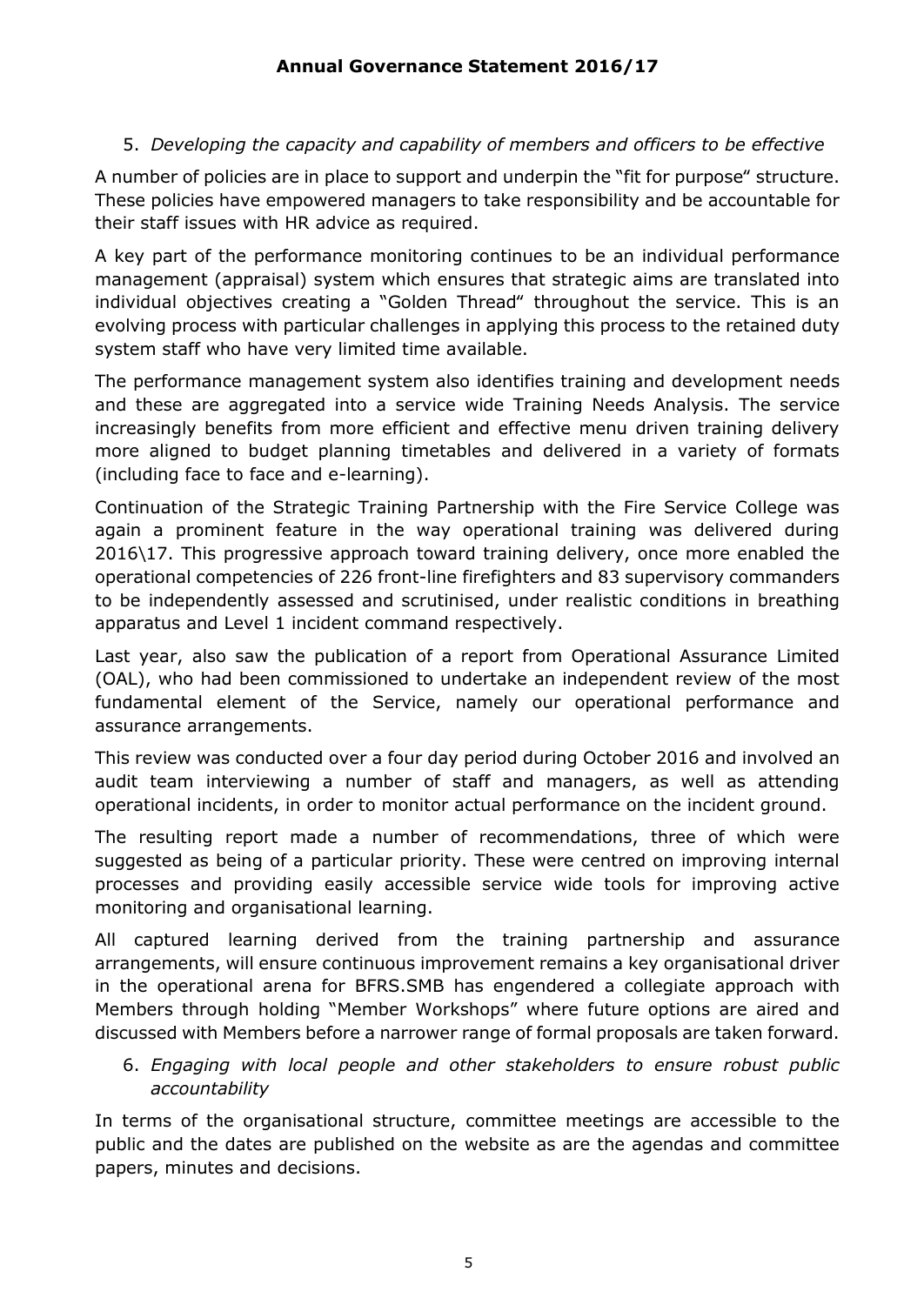5. *Developing the capacity and capability of members and officers to be effective*

A number of policies are in place to support and underpin the "fit for purpose" structure. These policies have empowered managers to take responsibility and be accountable for their staff issues with HR advice as required.

A key part of the performance monitoring continues to be an individual performance management (appraisal) system which ensures that strategic aims are translated into individual objectives creating a "Golden Thread" throughout the service. This is an evolving process with particular challenges in applying this process to the retained duty system staff who have very limited time available.

The performance management system also identifies training and development needs and these are aggregated into a service wide Training Needs Analysis. The service increasingly benefits from more efficient and effective menu driven training delivery more aligned to budget planning timetables and delivered in a variety of formats (including face to face and e-learning).

Continuation of the Strategic Training Partnership with the Fire Service College was again a prominent feature in the way operational training was delivered during 2016\17. This progressive approach toward training delivery, once more enabled the operational competencies of 226 front-line firefighters and 83 supervisory commanders to be independently assessed and scrutinised, under realistic conditions in breathing apparatus and Level 1 incident command respectively.

Last year, also saw the publication of a report from Operational Assurance Limited (OAL), who had been commissioned to undertake an independent review of the most fundamental element of the Service, namely our operational performance and assurance arrangements.

This review was conducted over a four day period during October 2016 and involved an audit team interviewing a number of staff and managers, as well as attending operational incidents, in order to monitor actual performance on the incident ground.

The resulting report made a number of recommendations, three of which were suggested as being of a particular priority. These were centred on improving internal processes and providing easily accessible service wide tools for improving active monitoring and organisational learning.

All captured learning derived from the training partnership and assurance arrangements, will ensure continuous improvement remains a key organisational driver in the operational arena for BFRS.SMB has engendered a collegiate approach with Members through holding "Member Workshops" where future options are aired and discussed with Members before a narrower range of formal proposals are taken forward.

6. *Engaging with local people and other stakeholders to ensure robust public accountability*

In terms of the organisational structure, committee meetings are accessible to the public and the dates are published on the website as are the agendas and committee papers, minutes and decisions.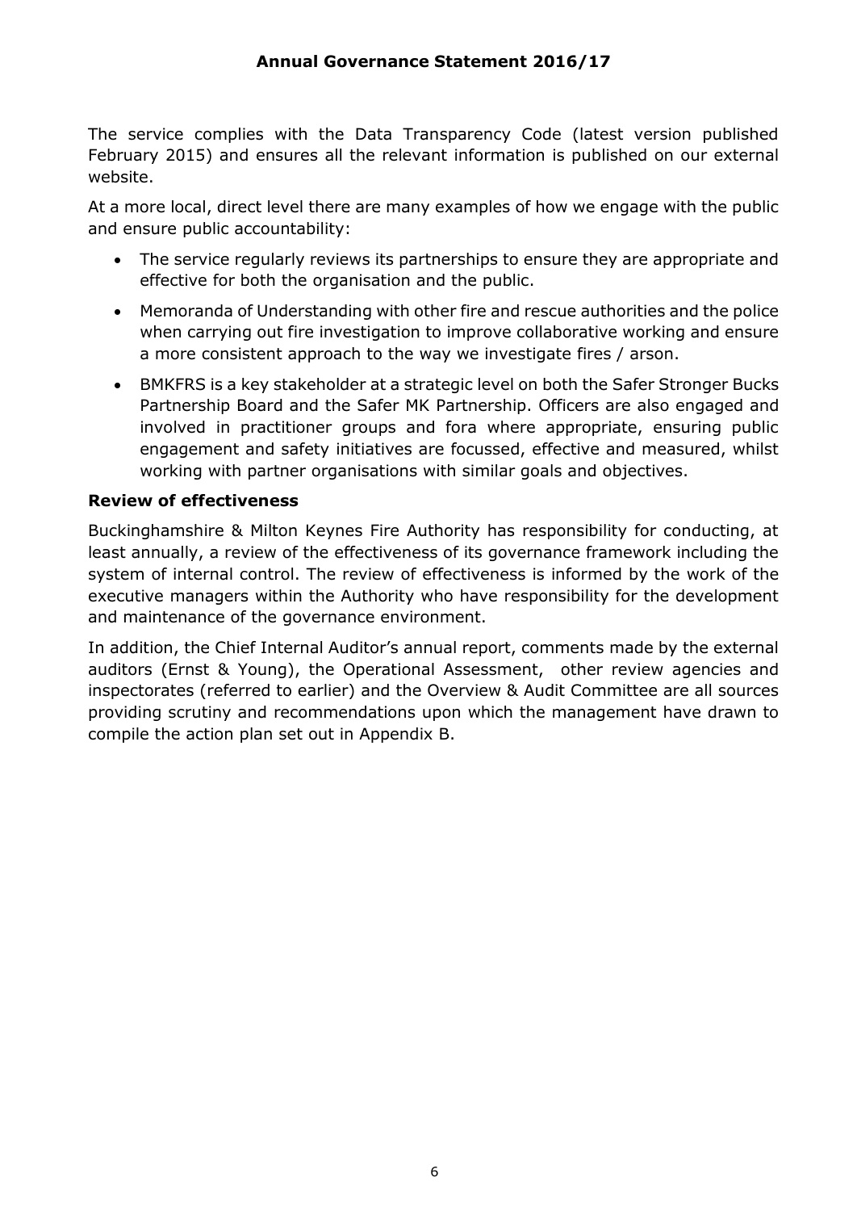The service complies with the Data Transparency Code (latest version published February 2015) and ensures all the relevant information is published on our external website.

At a more local, direct level there are many examples of how we engage with the public and ensure public accountability:

- The service regularly reviews its partnerships to ensure they are appropriate and effective for both the organisation and the public.
- Memoranda of Understanding with other fire and rescue authorities and the police when carrying out fire investigation to improve collaborative working and ensure a more consistent approach to the way we investigate fires / arson.
- BMKFRS is a key stakeholder at a strategic level on both the Safer Stronger Bucks Partnership Board and the Safer MK Partnership. Officers are also engaged and involved in practitioner groups and fora where appropriate, ensuring public engagement and safety initiatives are focussed, effective and measured, whilst working with partner organisations with similar goals and objectives.

**Review of effectiveness**

Buckinghamshire & Milton Keynes Fire Authority has responsibility for conducting, at least annually, a review of the effectiveness of its governance framework including the system of internal control. The review of effectiveness is informed by the work of the executive managers within the Authority who have responsibility for the development and maintenance of the governance environment.

In addition, the Chief Internal Auditor's annual report, comments made by the external auditors (Ernst & Young), the Operational Assessment, other review agencies and inspectorates (referred to earlier) and the Overview & Audit Committee are all sources providing scrutiny and recommendations upon which the management have drawn to compile the action plan set out in Appendix B.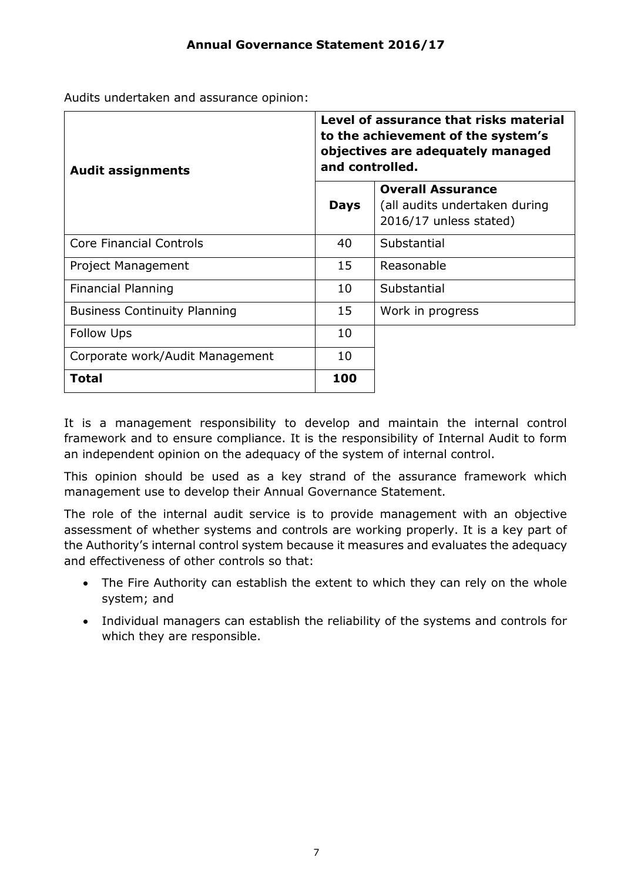Audits undertaken and assurance opinion:

| Audit assignments | **Level of assurance that risks material to the achievement of the system's objectives are adequately managed and controlled.** | |
|---|---|---|
| | **Days** | **Overall Assurance** (all audits undertaken during 2016/17 unless stated) |
| Core Financial Controls | 40 | Substantial |
| Project Management | 15 | Reasonable |
| Financial Planning | 10 | Substantial |
| Business Continuity Planning | 15 | Work in progress |
| Follow Ups | 10 | |
| Corporate work/Audit Management | 10 | |
| **Total** | **100** | |

It is a management responsibility to develop and maintain the internal control framework and to ensure compliance. It is the responsibility of Internal Audit to form an independent opinion on the adequacy of the system of internal control.

This opinion should be used as a key strand of the assurance framework which management use to develop their Annual Governance Statement.

The role of the internal audit service is to provide management with an objective assessment of whether systems and controls are working properly. It is a key part of the Authority's internal control system because it measures and evaluates the adequacy and effectiveness of other controls so that:

- The Fire Authority can establish the extent to which they can rely on the whole system; and
- Individual managers can establish the reliability of the systems and controls for which they are responsible.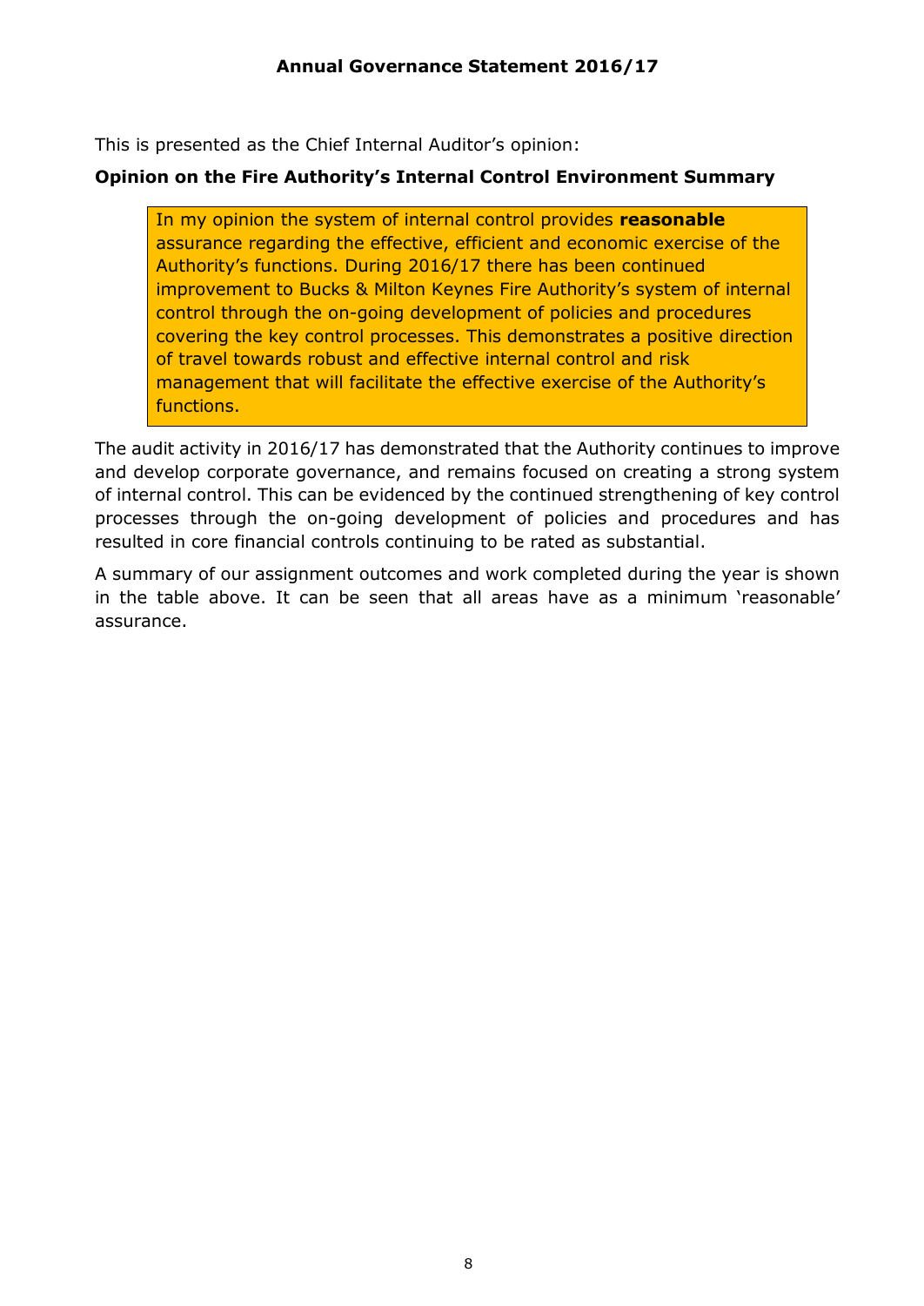This is presented as the Chief Internal Auditor's opinion:

**Opinion on the Fire Authority's Internal Control Environment Summary**

> In my opinion the system of internal control provides **reasonable** assurance regarding the effective, efficient and economic exercise of the Authority's functions. During 2016/17 there has been continued improvement to Bucks & Milton Keynes Fire Authority's system of internal control through the on-going development of policies and procedures covering the key control processes. This demonstrates a positive direction of travel towards robust and effective internal control and risk management that will facilitate the effective exercise of the Authority's functions.

The audit activity in 2016/17 has demonstrated that the Authority continues to improve and develop corporate governance, and remains focused on creating a strong system of internal control. This can be evidenced by the continued strengthening of key control processes through the on-going development of policies and procedures and has resulted in core financial controls continuing to be rated as substantial.

A summary of our assignment outcomes and work completed during the year is shown in the table above. It can be seen that all areas have as a minimum 'reasonable' assurance.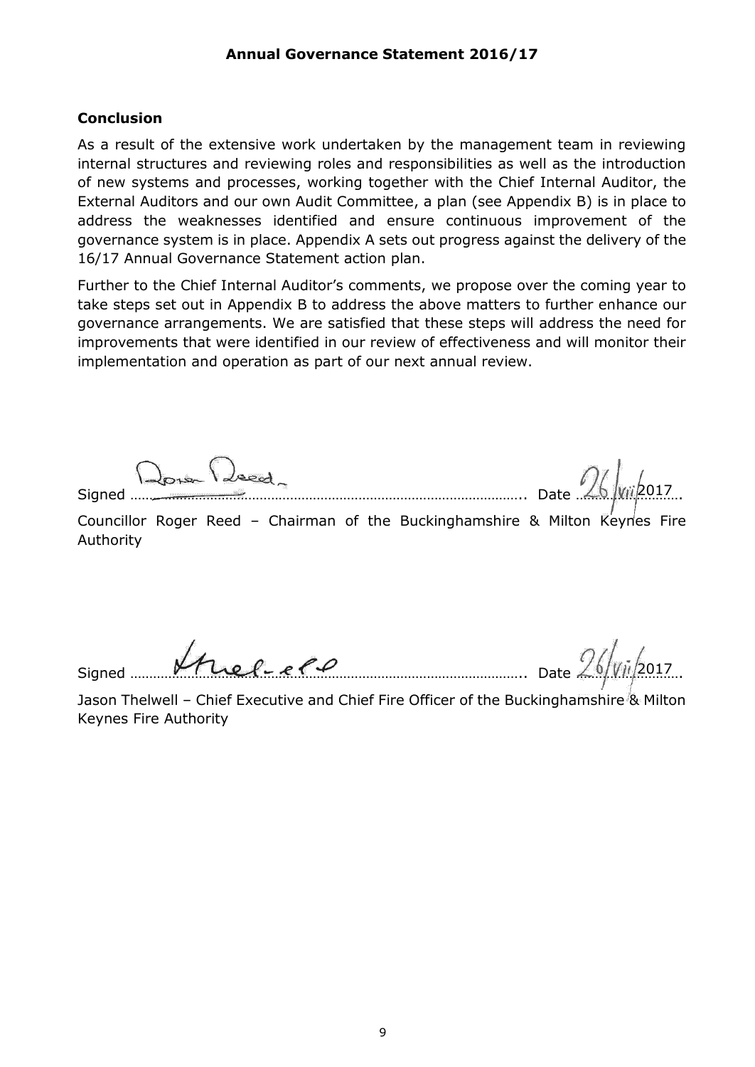**Annual Governance Statement 2016/17**

## Conclusion

As a result of the extensive work undertaken by the management team in reviewing internal structures and reviewing roles and responsibilities as well as the introduction of new systems and processes, working together with the Chief Internal Auditor, the External Auditors and our own Audit Committee, a plan (see Appendix B) is in place to address the weaknesses identified and ensure continuous improvement of the governance system is in place. Appendix A sets out progress against the delivery of the 16/17 Annual Governance Statement action plan.

Further to the Chief Internal Auditor's comments, we propose over the coming year to take steps set out in Appendix B to address the above matters to further enhance our governance arrangements. We are satisfied that these steps will address the need for improvements that were identified in our review of effectiveness and will monitor their implementation and operation as part of our next annual review.

Signed ………………………………………………………………………………….. Date 26/vii/2017

Councillor Roger Reed – Chairman of the Buckinghamshire & Milton Keynes Fire Authority

Signed ………………………………………………………………………………….. Date 26/vii/2017

Jason Thelwell – Chief Executive and Chief Fire Officer of the Buckinghamshire & Milton Keynes Fire Authority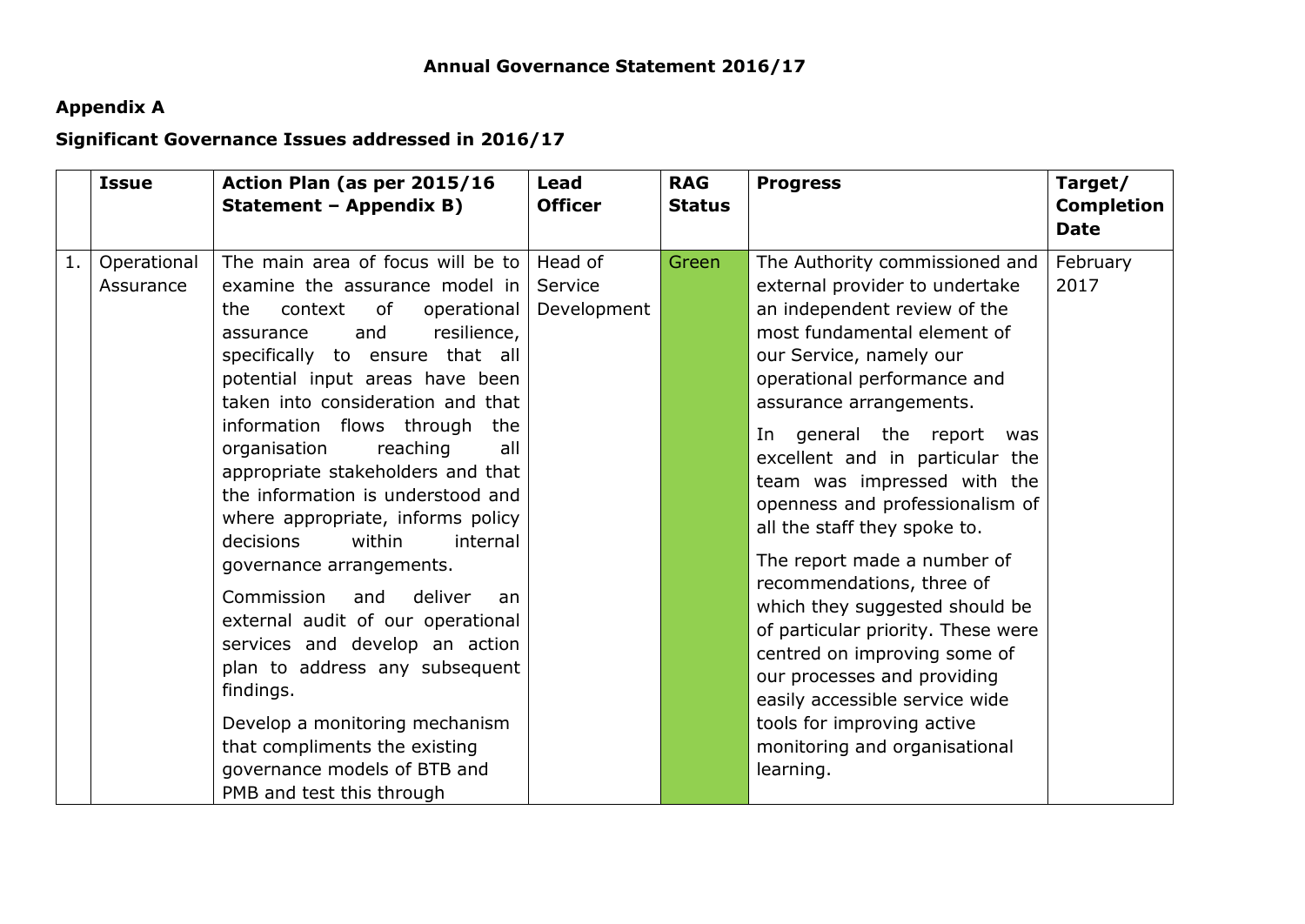## Annual Governance Statement 2016/17

### Appendix A

### Significant Governance Issues addressed in 2016/17

| | Issue | Action Plan (as per 2015/16 Statement – Appendix B) | Lead Officer | RAG Status | Progress | Target/ Completion Date |
|---|---|---|---|---|---|---|
| 1. | Operational Assurance | The main area of focus will be to examine the assurance model in the context of operational assurance and resilience, specifically to ensure that all potential input areas have been taken into consideration and that information flows through the organisation reaching all appropriate stakeholders and that the information is understood and where appropriate, informs policy decisions within internal governance arrangements.<br><br>Commission and deliver an external audit of our operational services and develop an action plan to address any subsequent findings.<br><br>Develop a monitoring mechanism that compliments the existing governance models of BTB and PMB and test this through | Head of Service Development | Green | The Authority commissioned and external provider to undertake an independent review of the most fundamental element of our Service, namely our operational performance and assurance arrangements.<br><br>In general the report was excellent and in particular the team was impressed with the openness and professionalism of all the staff they spoke to.<br><br>The report made a number of recommendations, three of which they suggested should be of particular priority. These were centred on improving some of our processes and providing easily accessible service wide tools for improving active monitoring and organisational learning. | February 2017 |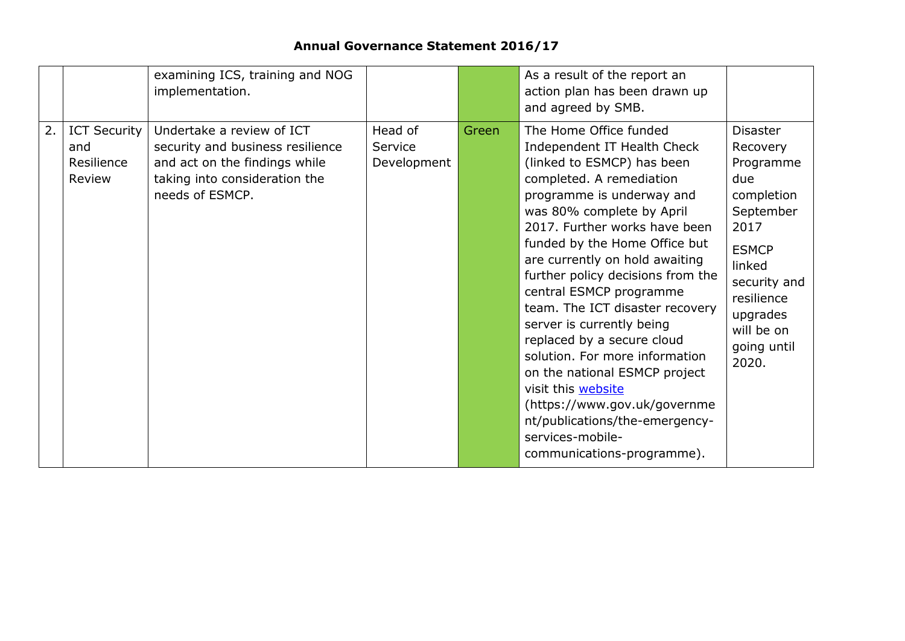## Annual Governance Statement 2016/17

| | | | | | | |
|---|---|---|---|---|---|---|
| | | examining ICS, training and NOG implementation. | | | As a result of the report an action plan has been drawn up and agreed by SMB. | |
| 2. | ICT Security and Resilience Review | Undertake a review of ICT security and business resilience and act on the findings while taking into consideration the needs of ESMCP. | Head of Service Development | Green | The Home Office funded Independent IT Health Check (linked to ESMCP) has been completed. A remediation programme is underway and was 80% complete by April 2017. Further works have been funded by the Home Office but are currently on hold awaiting further policy decisions from the central ESMCP programme team. The ICT disaster recovery server is currently being replaced by a secure cloud solution. For more information on the national ESMCP project visit this [website](https://www.gov.uk/government/publications/the-emergency-services-mobile-communications-programme) (https://www.gov.uk/government/publications/the-emergency-services-mobile-communications-programme). | Disaster Recovery Programme due completion September 2017<br><br>ESMCP linked security and resilience upgrades will be on going until 2020. |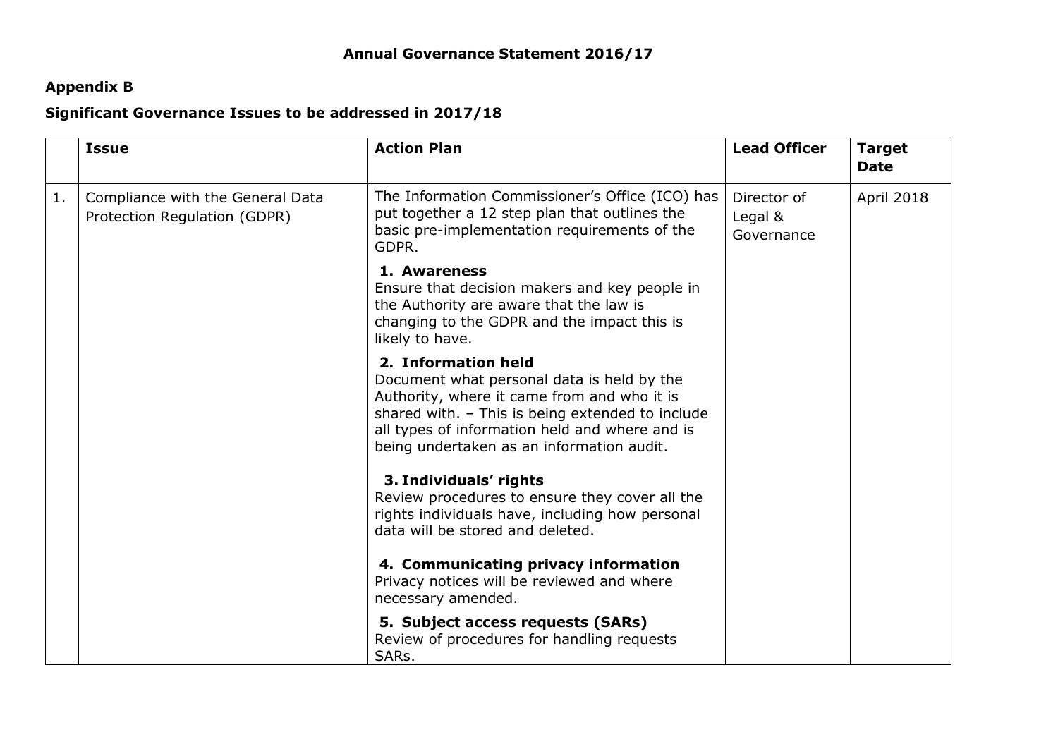## Annual Governance Statement 2016/17

**Appendix B**

**Significant Governance Issues to be addressed in 2017/18**

| | Issue | Action Plan | Lead Officer | Target Date |
|---|---|---|---|---|
| 1. | Compliance with the General Data Protection Regulation (GDPR) | The Information Commissioner's Office (ICO) has put together a 12 step plan that outlines the basic pre-implementation requirements of the GDPR.<br><br>**1. Awareness**<br>Ensure that decision makers and key people in the Authority are aware that the law is changing to the GDPR and the impact this is likely to have.<br><br>**2. Information held**<br>Document what personal data is held by the Authority, where it came from and who it is shared with. – This is being extended to include all types of information held and where and is being undertaken as an information audit.<br><br>**3. Individuals' rights**<br>Review procedures to ensure they cover all the rights individuals have, including how personal data will be stored and deleted.<br><br>**4. Communicating privacy information**<br>Privacy notices will be reviewed and where necessary amended.<br><br>**5. Subject access requests (SARs)**<br>Review of procedures for handling requests SARs. | Director of Legal & Governance | April 2018 |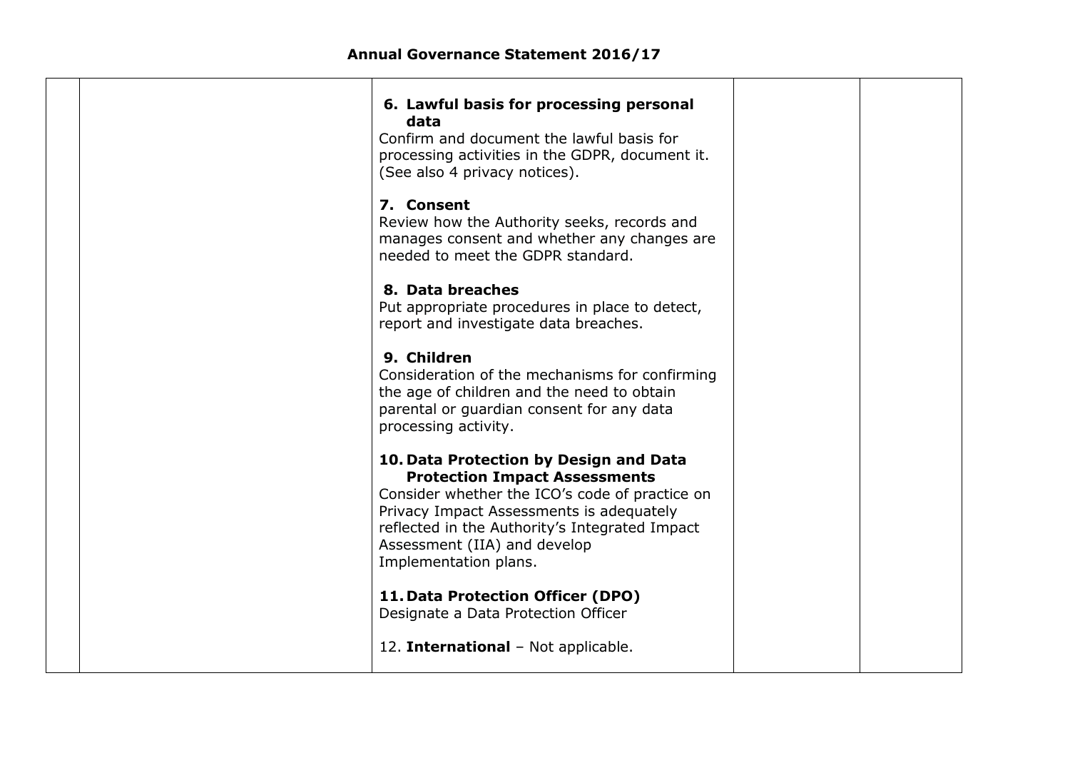| | | **6. Lawful basis for processing personal data**<br>Confirm and document the lawful basis for processing activities in the GDPR, document it. (See also 4 privacy notices).<br><br>**7. Consent**<br>Review how the Authority seeks, records and manages consent and whether any changes are needed to meet the GDPR standard.<br><br>**8. Data breaches**<br>Put appropriate procedures in place to detect, report and investigate data breaches.<br><br>**9. Children**<br>Consideration of the mechanisms for confirming the age of children and the need to obtain parental or guardian consent for any data processing activity.<br><br>**10. Data Protection by Design and Data Protection Impact Assessments**<br>Consider whether the ICO's code of practice on Privacy Impact Assessments is adequately reflected in the Authority's Integrated Impact Assessment (IIA) and develop Implementation plans.<br><br>**11. Data Protection Officer (DPO)**<br>Designate a Data Protection Officer<br><br>12. **International** – Not applicable. | | |
|---|---|---|---|---|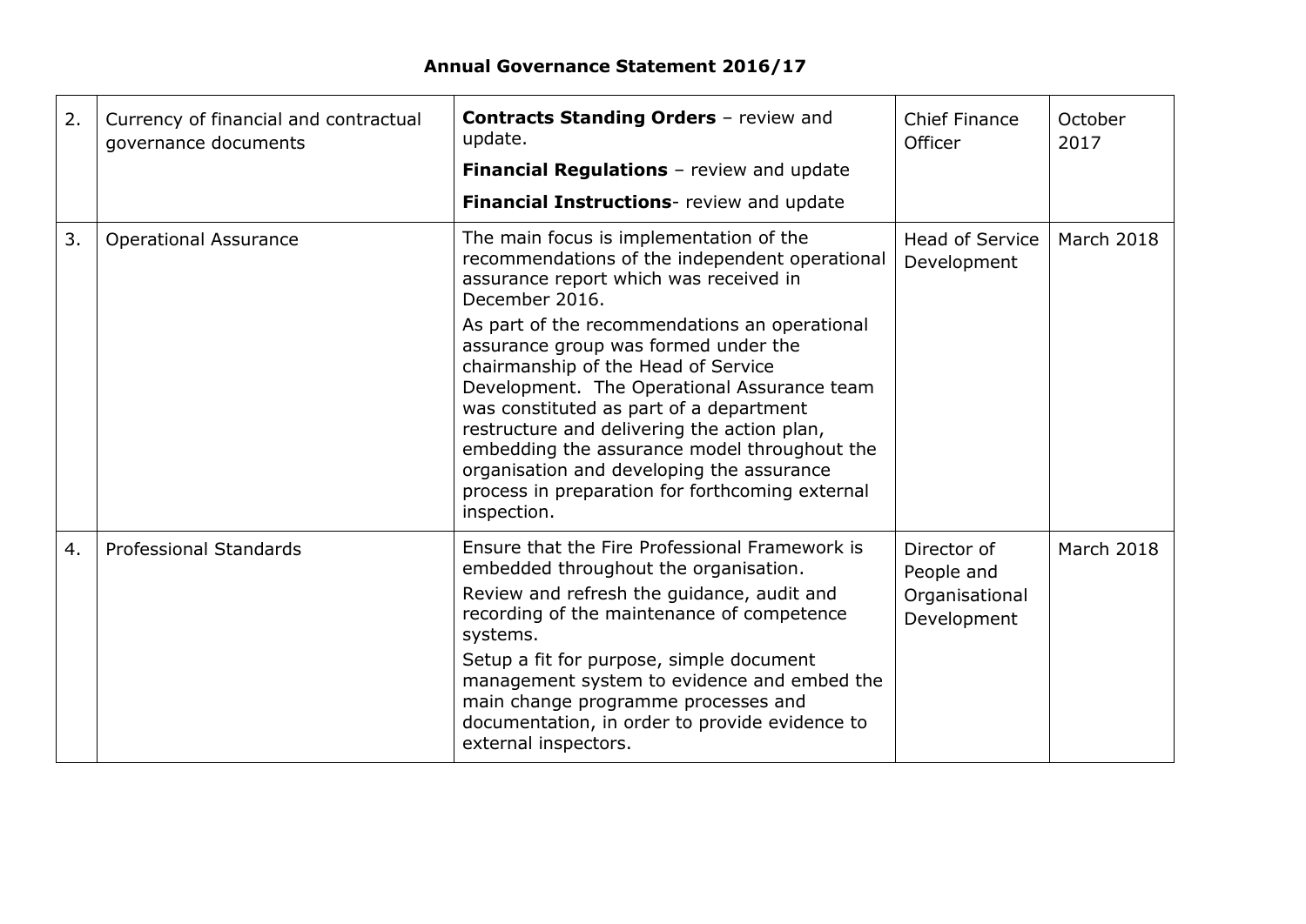## Annual Governance Statement 2016/17

| | | | | |
|---|---|---|---|---|
| 2. | Currency of financial and contractual governance documents | **Contracts Standing Orders** – review and update.<br>**Financial Regulations** – review and update<br>**Financial Instructions**- review and update | Chief Finance Officer | October 2017 |
| 3. | Operational Assurance | The main focus is implementation of the recommendations of the independent operational assurance report which was received in December 2016.<br>As part of the recommendations an operational assurance group was formed under the chairmanship of the Head of Service Development. The Operational Assurance team was constituted as part of a department restructure and delivering the action plan, embedding the assurance model throughout the organisation and developing the assurance process in preparation for forthcoming external inspection. | Head of Service Development | March 2018 |
| 4. | Professional Standards | Ensure that the Fire Professional Framework is embedded throughout the organisation.<br>Review and refresh the guidance, audit and recording of the maintenance of competence systems.<br>Setup a fit for purpose, simple document management system to evidence and embed the main change programme processes and documentation, in order to provide evidence to external inspectors. | Director of People and Organisational Development | March 2018 |